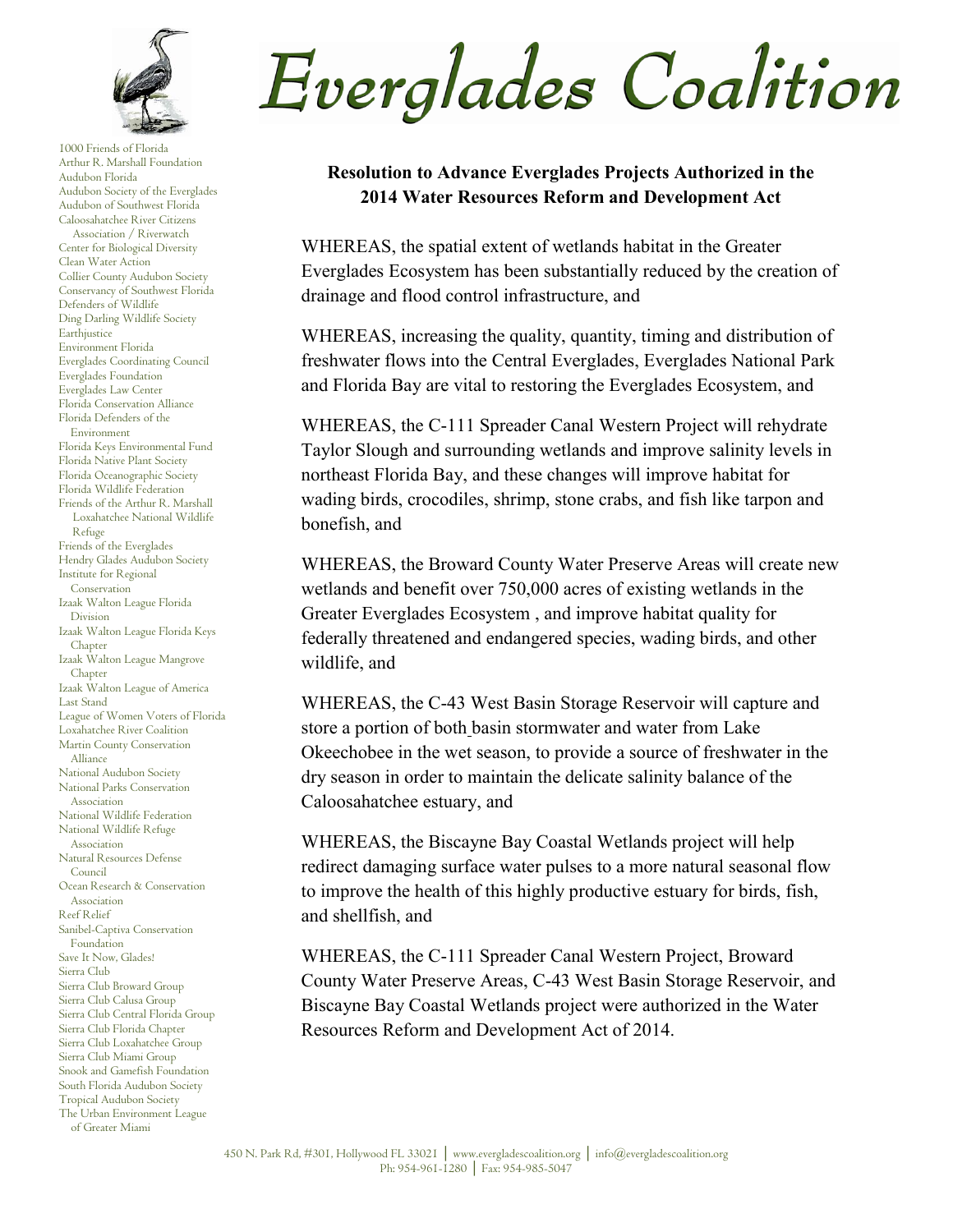# Everglades Coalition

1000 Friends of Florida
Arthur R. Marshall Foundation
Audubon Florida
Audubon Society of the Everglades
Audubon of Southwest Florida
Caloosahatchee River Citizens Association / Riverwatch
Center for Biological Diversity
Clean Water Action
Collier County Audubon Society
Conservancy of Southwest Florida
Defenders of Wildlife
Ding Darling Wildlife Society
Earthjustice
Environment Florida
Everglades Coordinating Council
Everglades Foundation
Everglades Law Center
Florida Conservation Alliance
Florida Defenders of the Environment
Florida Keys Environmental Fund
Florida Native Plant Society
Florida Oceanographic Society
Florida Wildlife Federation
Friends of the Arthur R. Marshall Loxahatchee National Wildlife Refuge
Friends of the Everglades
Hendry Glades Audubon Society
Institute for Regional Conservation
Izaak Walton League Florida Division
Izaak Walton League Florida Keys Chapter
Izaak Walton League Mangrove Chapter
Izaak Walton League of America
Last Stand
League of Women Voters of Florida
Loxahatchee River Coalition
Martin County Conservation Alliance
National Audubon Society
National Parks Conservation Association
National Wildlife Federation
National Wildlife Refuge Association
Natural Resources Defense Council
Ocean Research & Conservation Association
Reef Relief
Sanibel-Captiva Conservation Foundation
Save It Now, Glades!
Sierra Club
Sierra Club Broward Group
Sierra Club Calusa Group
Sierra Club Central Florida Group
Sierra Club Florida Chapter
Sierra Club Loxahatchee Group
Sierra Club Miami Group
Snook and Gamefish Foundation
South Florida Audubon Society
Tropical Audubon Society
The Urban Environment League of Greater Miami

## Resolution to Advance Everglades Projects Authorized in the 2014 Water Resources Reform and Development Act

WHEREAS, the spatial extent of wetlands habitat in the Greater Everglades Ecosystem has been substantially reduced by the creation of drainage and flood control infrastructure, and

WHEREAS, increasing the quality, quantity, timing and distribution of freshwater flows into the Central Everglades, Everglades National Park and Florida Bay are vital to restoring the Everglades Ecosystem, and

WHEREAS, the C-111 Spreader Canal Western Project will rehydrate Taylor Slough and surrounding wetlands and improve salinity levels in northeast Florida Bay, and these changes will improve habitat for wading birds, crocodiles, shrimp, stone crabs, and fish like tarpon and bonefish, and

WHEREAS, the Broward County Water Preserve Areas will create new wetlands and benefit over 750,000 acres of existing wetlands in the Greater Everglades Ecosystem , and improve habitat quality for federally threatened and endangered species, wading birds, and other wildlife, and

WHEREAS, the C-43 West Basin Storage Reservoir will capture and store a portion of both basin stormwater and water from Lake Okeechobee in the wet season, to provide a source of freshwater in the dry season in order to maintain the delicate salinity balance of the Caloosahatchee estuary, and

WHEREAS, the Biscayne Bay Coastal Wetlands project will help redirect damaging surface water pulses to a more natural seasonal flow to improve the health of this highly productive estuary for birds, fish, and shellfish, and

WHEREAS, the C-111 Spreader Canal Western Project, Broward County Water Preserve Areas, C-43 West Basin Storage Reservoir, and Biscayne Bay Coastal Wetlands project were authorized in the Water Resources Reform and Development Act of 2014.

450 N. Park Rd, #301, Hollywood FL 33021 | www.evergladescoalition.org | info@evergladescoalition.org
Ph: 954-961-1280 | Fax: 954-985-5047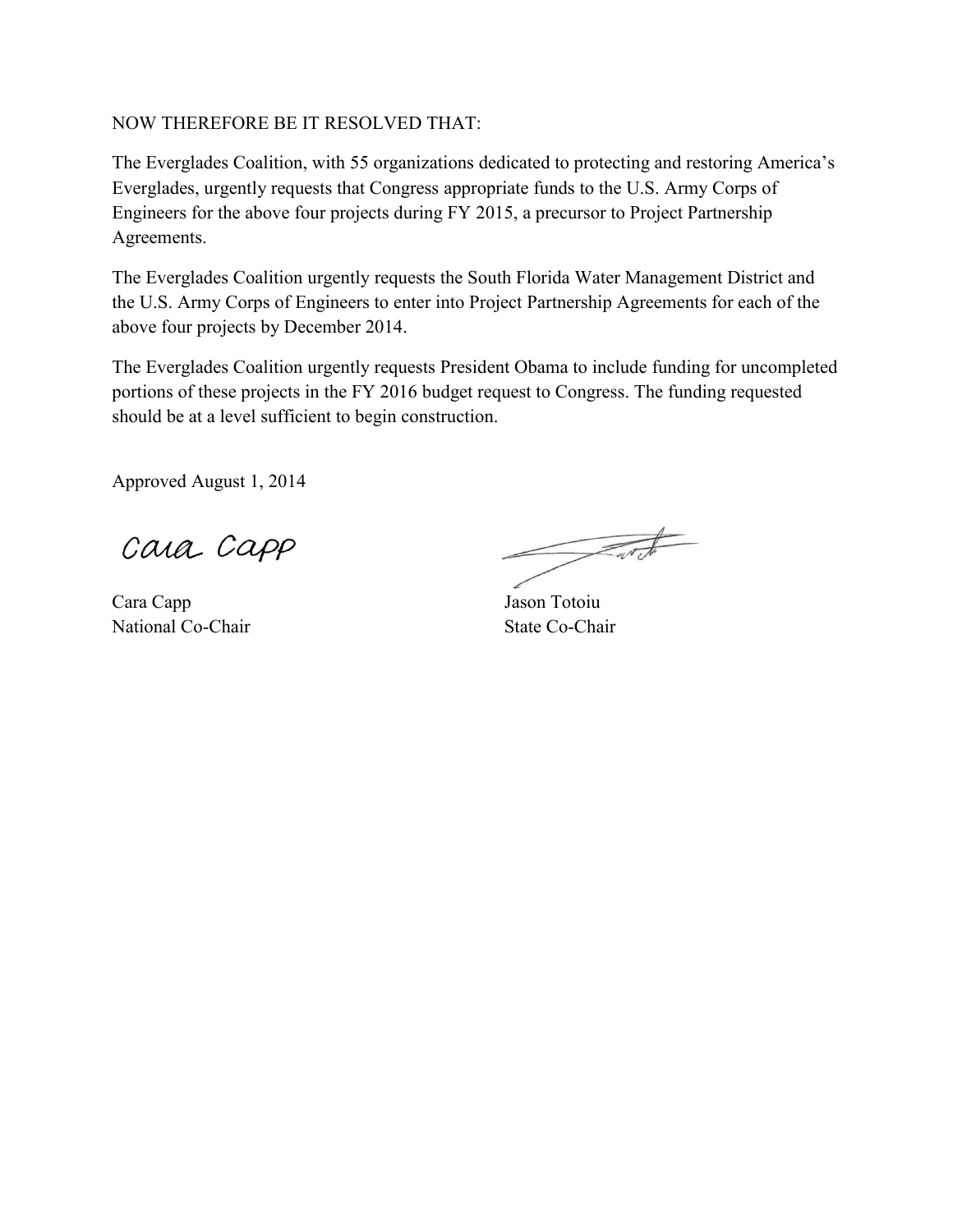NOW THEREFORE BE IT RESOLVED THAT:

The Everglades Coalition, with 55 organizations dedicated to protecting and restoring America's Everglades, urgently requests that Congress appropriate funds to the U.S. Army Corps of Engineers for the above four projects during FY 2015, a precursor to Project Partnership Agreements.

The Everglades Coalition urgently requests the South Florida Water Management District and the U.S. Army Corps of Engineers to enter into Project Partnership Agreements for each of the above four projects by December 2014.

The Everglades Coalition urgently requests President Obama to include funding for uncompleted portions of these projects in the FY 2016 budget request to Congress. The funding requested should be at a level sufficient to begin construction.

Approved August 1, 2014

Cara Capp
National Co-Chair

Jason Totoiu
State Co-Chair